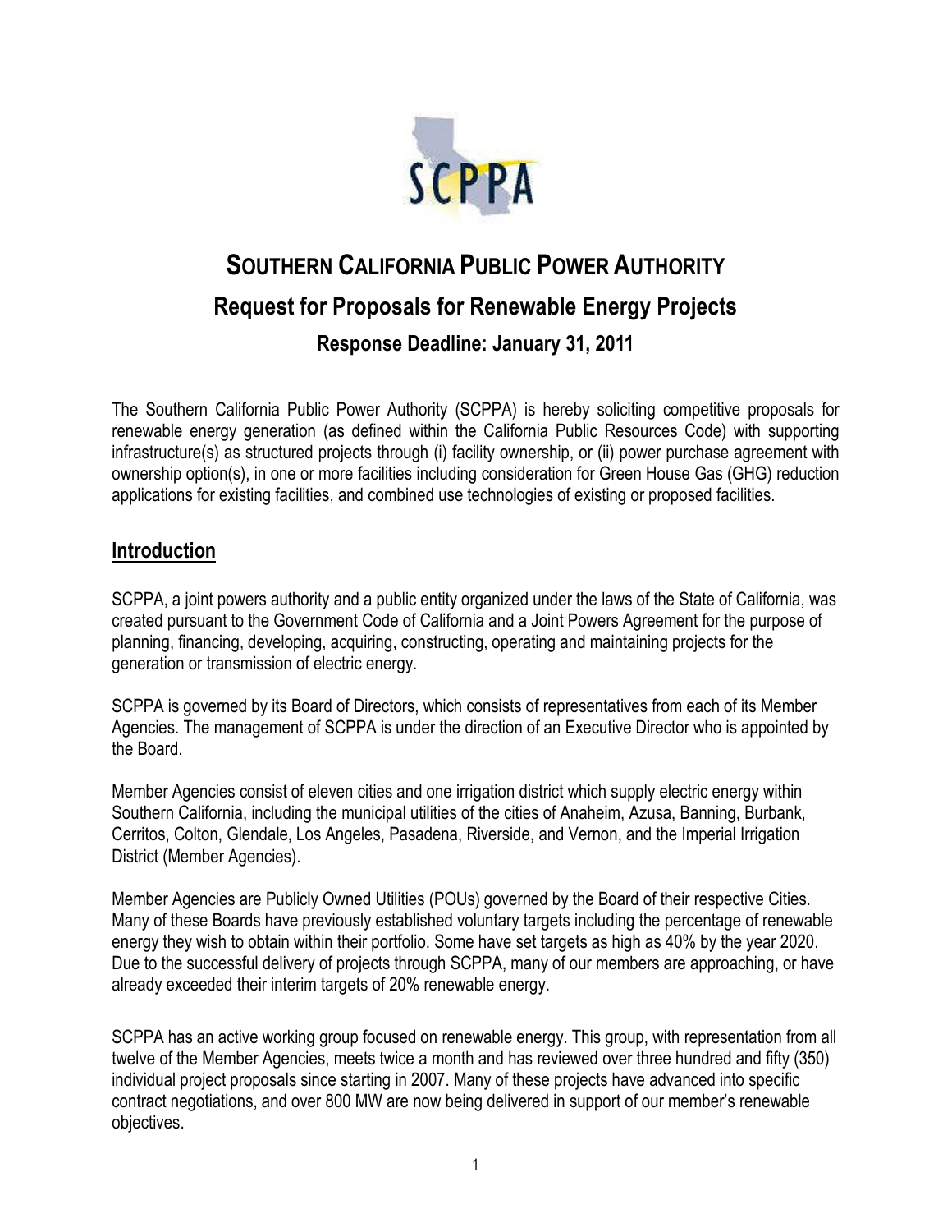# SOUTHERN CALIFORNIA PUBLIC POWER AUTHORITY

## Request for Proposals for Renewable Energy Projects

### Response Deadline: January 31, 2011

The Southern California Public Power Authority (SCPPA) is hereby soliciting competitive proposals for renewable energy generation (as defined within the California Public Resources Code) with supporting infrastructure(s) as structured projects through (i) facility ownership, or (ii) power purchase agreement with ownership option(s), in one or more facilities including consideration for Green House Gas (GHG) reduction applications for existing facilities, and combined use technologies of existing or proposed facilities.

## Introduction

SCPPA, a joint powers authority and a public entity organized under the laws of the State of California, was created pursuant to the Government Code of California and a Joint Powers Agreement for the purpose of planning, financing, developing, acquiring, constructing, operating and maintaining projects for the generation or transmission of electric energy.

SCPPA is governed by its Board of Directors, which consists of representatives from each of its Member Agencies. The management of SCPPA is under the direction of an Executive Director who is appointed by the Board.

Member Agencies consist of eleven cities and one irrigation district which supply electric energy within Southern California, including the municipal utilities of the cities of Anaheim, Azusa, Banning, Burbank, Cerritos, Colton, Glendale, Los Angeles, Pasadena, Riverside, and Vernon, and the Imperial Irrigation District (Member Agencies).

Member Agencies are Publicly Owned Utilities (POUs) governed by the Board of their respective Cities. Many of these Boards have previously established voluntary targets including the percentage of renewable energy they wish to obtain within their portfolio. Some have set targets as high as 40% by the year 2020. Due to the successful delivery of projects through SCPPA, many of our members are approaching, or have already exceeded their interim targets of 20% renewable energy.

SCPPA has an active working group focused on renewable energy. This group, with representation from all twelve of the Member Agencies, meets twice a month and has reviewed over three hundred and fifty (350) individual project proposals since starting in 2007. Many of these projects have advanced into specific contract negotiations, and over 800 MW are now being delivered in support of our member's renewable objectives.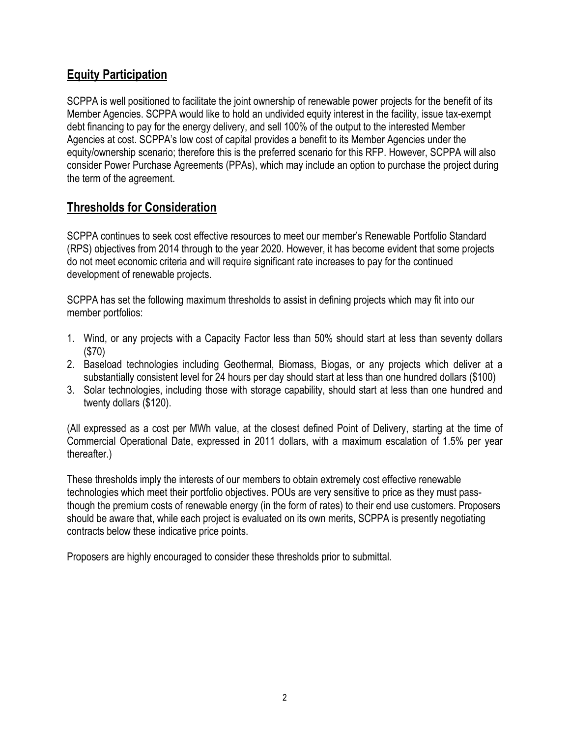## Equity Participation

SCPPA is well positioned to facilitate the joint ownership of renewable power projects for the benefit of its Member Agencies. SCPPA would like to hold an undivided equity interest in the facility, issue tax-exempt debt financing to pay for the energy delivery, and sell 100% of the output to the interested Member Agencies at cost. SCPPA's low cost of capital provides a benefit to its Member Agencies under the equity/ownership scenario; therefore this is the preferred scenario for this RFP. However, SCPPA will also consider Power Purchase Agreements (PPAs), which may include an option to purchase the project during the term of the agreement.

## Thresholds for Consideration

SCPPA continues to seek cost effective resources to meet our member's Renewable Portfolio Standard (RPS) objectives from 2014 through to the year 2020. However, it has become evident that some projects do not meet economic criteria and will require significant rate increases to pay for the continued development of renewable projects.

SCPPA has set the following maximum thresholds to assist in defining projects which may fit into our member portfolios:

1. Wind, or any projects with a Capacity Factor less than 50% should start at less than seventy dollars ($70)
2. Baseload technologies including Geothermal, Biomass, Biogas, or any projects which deliver at a substantially consistent level for 24 hours per day should start at less than one hundred dollars ($100)
3. Solar technologies, including those with storage capability, should start at less than one hundred and twenty dollars ($120).

(All expressed as a cost per MWh value, at the closest defined Point of Delivery, starting at the time of Commercial Operational Date, expressed in 2011 dollars, with a maximum escalation of 1.5% per year thereafter.)

These thresholds imply the interests of our members to obtain extremely cost effective renewable technologies which meet their portfolio objectives. POUs are very sensitive to price as they must pass-though the premium costs of renewable energy (in the form of rates) to their end use customers. Proposers should be aware that, while each project is evaluated on its own merits, SCPPA is presently negotiating contracts below these indicative price points.

Proposers are highly encouraged to consider these thresholds prior to submittal.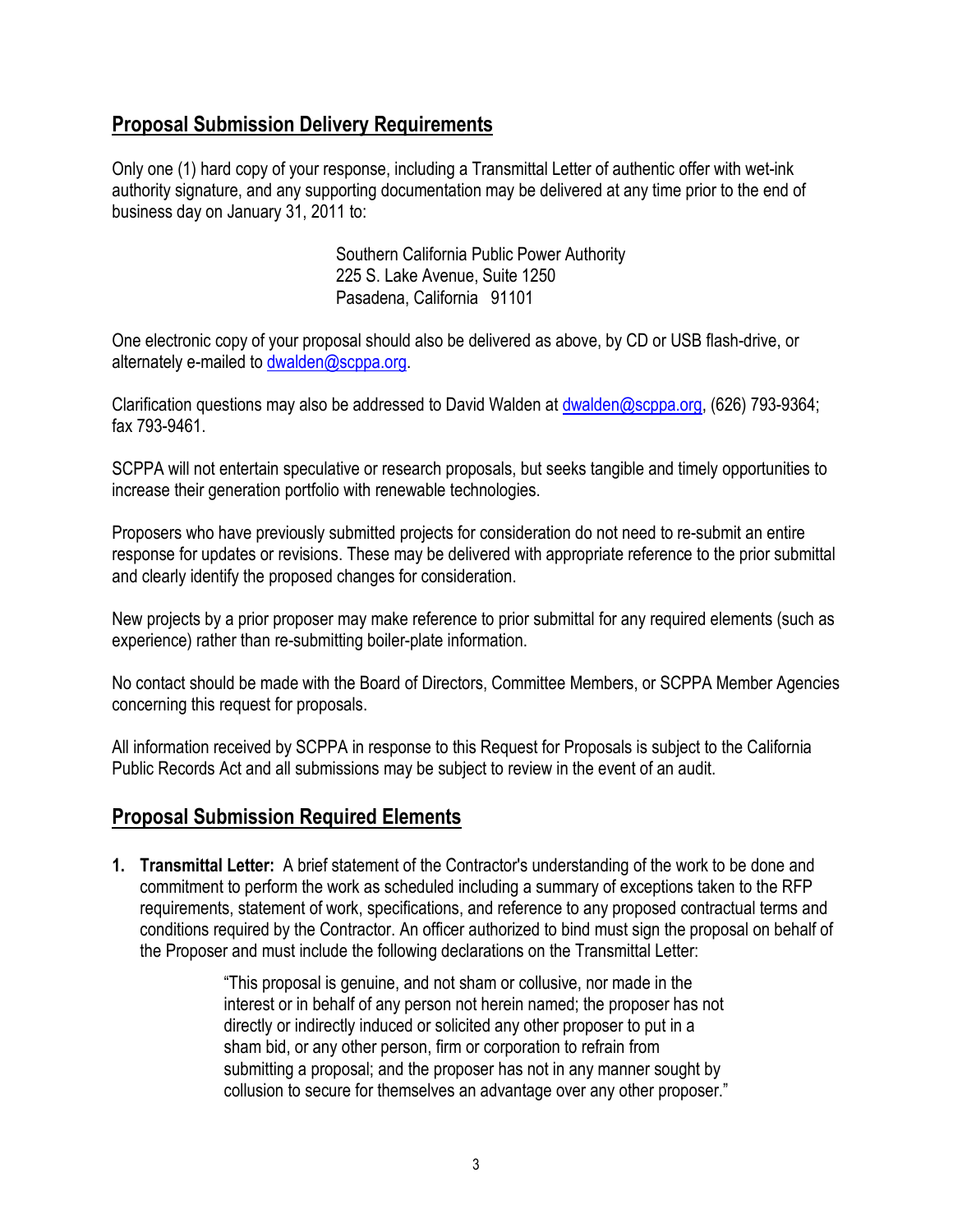## Proposal Submission Delivery Requirements

Only one (1) hard copy of your response, including a Transmittal Letter of authentic offer with wet-ink authority signature, and any supporting documentation may be delivered at any time prior to the end of business day on January 31, 2011 to:

> Southern California Public Power Authority
> 225 S. Lake Avenue, Suite 1250
> Pasadena, California 91101

One electronic copy of your proposal should also be delivered as above, by CD or USB flash-drive, or alternately e-mailed to dwalden@scppa.org.

Clarification questions may also be addressed to David Walden at dwalden@scppa.org, (626) 793-9364; fax 793-9461.

SCPPA will not entertain speculative or research proposals, but seeks tangible and timely opportunities to increase their generation portfolio with renewable technologies.

Proposers who have previously submitted projects for consideration do not need to re-submit an entire response for updates or revisions. These may be delivered with appropriate reference to the prior submittal and clearly identify the proposed changes for consideration.

New projects by a prior proposer may make reference to prior submittal for any required elements (such as experience) rather than re-submitting boiler-plate information.

No contact should be made with the Board of Directors, Committee Members, or SCPPA Member Agencies concerning this request for proposals.

All information received by SCPPA in response to this Request for Proposals is subject to the California Public Records Act and all submissions may be subject to review in the event of an audit.

## Proposal Submission Required Elements

1. **Transmittal Letter:** A brief statement of the Contractor's understanding of the work to be done and commitment to perform the work as scheduled including a summary of exceptions taken to the RFP requirements, statement of work, specifications, and reference to any proposed contractual terms and conditions required by the Contractor. An officer authorized to bind must sign the proposal on behalf of the Proposer and must include the following declarations on the Transmittal Letter:

    > "This proposal is genuine, and not sham or collusive, nor made in the interest or in behalf of any person not herein named; the proposer has not directly or indirectly induced or solicited any other proposer to put in a sham bid, or any other person, firm or corporation to refrain from submitting a proposal; and the proposer has not in any manner sought by collusion to secure for themselves an advantage over any other proposer."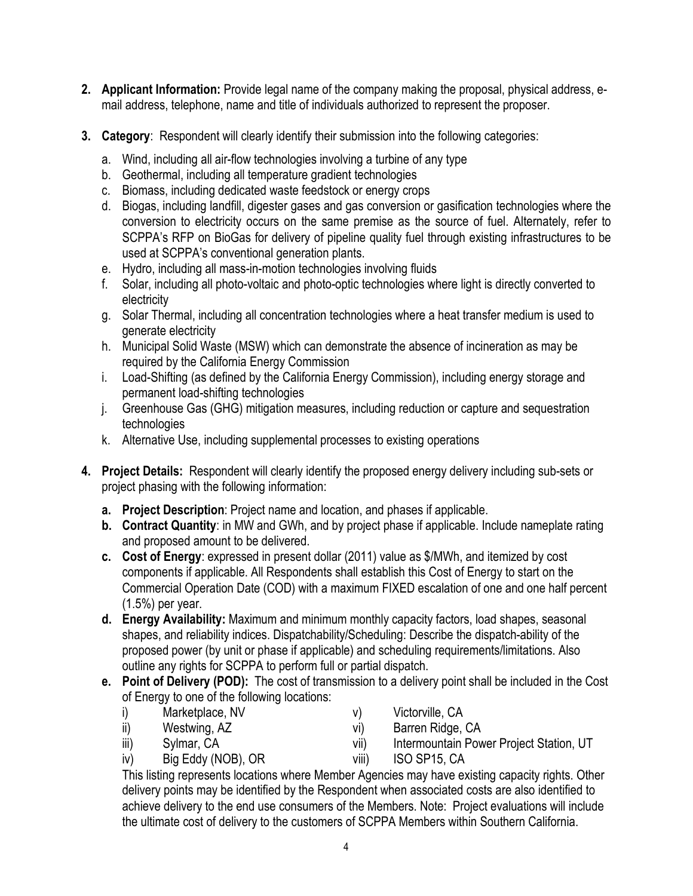2. **Applicant Information:** Provide legal name of the company making the proposal, physical address, e-mail address, telephone, name and title of individuals authorized to represent the proposer.

3. **Category**: Respondent will clearly identify their submission into the following categories:

   a. Wind, including all air-flow technologies involving a turbine of any type
   b. Geothermal, including all temperature gradient technologies
   c. Biomass, including dedicated waste feedstock or energy crops
   d. Biogas, including landfill, digester gases and gas conversion or gasification technologies where the conversion to electricity occurs on the same premise as the source of fuel. Alternately, refer to SCPPA's RFP on BioGas for delivery of pipeline quality fuel through existing infrastructures to be used at SCPPA's conventional generation plants.
   e. Hydro, including all mass-in-motion technologies involving fluids
   f. Solar, including all photo-voltaic and photo-optic technologies where light is directly converted to electricity
   g. Solar Thermal, including all concentration technologies where a heat transfer medium is used to generate electricity
   h. Municipal Solid Waste (MSW) which can demonstrate the absence of incineration as may be required by the California Energy Commission
   i. Load-Shifting (as defined by the California Energy Commission), including energy storage and permanent load-shifting technologies
   j. Greenhouse Gas (GHG) mitigation measures, including reduction or capture and sequestration technologies
   k. Alternative Use, including supplemental processes to existing operations

4. **Project Details:** Respondent will clearly identify the proposed energy delivery including sub-sets or project phasing with the following information:

   a. **Project Description**: Project name and location, and phases if applicable.
   b. **Contract Quantity**: in MW and GWh, and by project phase if applicable. Include nameplate rating and proposed amount to be delivered.
   c. **Cost of Energy**: expressed in present dollar (2011) value as $/MWh, and itemized by cost components if applicable. All Respondents shall establish this Cost of Energy to start on the Commercial Operation Date (COD) with a maximum FIXED escalation of one and one half percent (1.5%) per year.
   d. **Energy Availability:** Maximum and minimum monthly capacity factors, load shapes, seasonal shapes, and reliability indices. Dispatchability/Scheduling: Describe the dispatch-ability of the proposed power (by unit or phase if applicable) and scheduling requirements/limitations. Also outline any rights for SCPPA to perform full or partial dispatch.
   e. **Point of Delivery (POD):** The cost of transmission to a delivery point shall be included in the Cost of Energy to one of the following locations:

      i) Marketplace, NV
      ii) Westwing, AZ
      iii) Sylmar, CA
      iv) Big Eddy (NOB), OR
      v) Victorville, CA
      vi) Barren Ridge, CA
      vii) Intermountain Power Project Station, UT
      viii) ISO SP15, CA

      This listing represents locations where Member Agencies may have existing capacity rights. Other delivery points may be identified by the Respondent when associated costs are also identified to achieve delivery to the end use consumers of the Members. Note: Project evaluations will include the ultimate cost of delivery to the customers of SCPPA Members within Southern California.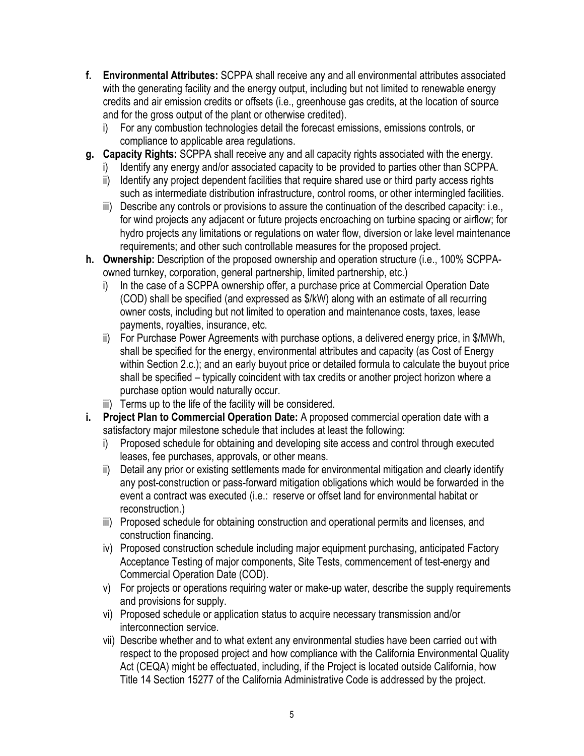- **f. Environmental Attributes:** SCPPA shall receive any and all environmental attributes associated with the generating facility and the energy output, including but not limited to renewable energy credits and air emission credits or offsets (i.e., greenhouse gas credits, at the location of source and for the gross output of the plant or otherwise credited).
  - i) For any combustion technologies detail the forecast emissions, emissions controls, or compliance to applicable area regulations.
- **g. Capacity Rights:** SCPPA shall receive any and all capacity rights associated with the energy.
  - i) Identify any energy and/or associated capacity to be provided to parties other than SCPPA.
  - ii) Identify any project dependent facilities that require shared use or third party access rights such as intermediate distribution infrastructure, control rooms, or other intermingled facilities.
  - iii) Describe any controls or provisions to assure the continuation of the described capacity: i.e., for wind projects any adjacent or future projects encroaching on turbine spacing or airflow; for hydro projects any limitations or regulations on water flow, diversion or lake level maintenance requirements; and other such controllable measures for the proposed project.
- **h. Ownership:** Description of the proposed ownership and operation structure (i.e., 100% SCPPA-owned turnkey, corporation, general partnership, limited partnership, etc.)
  - i) In the case of a SCPPA ownership offer, a purchase price at Commercial Operation Date (COD) shall be specified (and expressed as $/kW) along with an estimate of all recurring owner costs, including but not limited to operation and maintenance costs, taxes, lease payments, royalties, insurance, etc.
  - ii) For Purchase Power Agreements with purchase options, a delivered energy price, in $/MWh, shall be specified for the energy, environmental attributes and capacity (as Cost of Energy within Section 2.c.); and an early buyout price or detailed formula to calculate the buyout price shall be specified – typically coincident with tax credits or another project horizon where a purchase option would naturally occur.
  - iii) Terms up to the life of the facility will be considered.
- **i. Project Plan to Commercial Operation Date:** A proposed commercial operation date with a satisfactory major milestone schedule that includes at least the following:
  - i) Proposed schedule for obtaining and developing site access and control through executed leases, fee purchases, approvals, or other means.
  - ii) Detail any prior or existing settlements made for environmental mitigation and clearly identify any post-construction or pass-forward mitigation obligations which would be forwarded in the event a contract was executed (i.e.: reserve or offset land for environmental habitat or reconstruction.)
  - iii) Proposed schedule for obtaining construction and operational permits and licenses, and construction financing.
  - iv) Proposed construction schedule including major equipment purchasing, anticipated Factory Acceptance Testing of major components, Site Tests, commencement of test-energy and Commercial Operation Date (COD).
  - v) For projects or operations requiring water or make-up water, describe the supply requirements and provisions for supply.
  - vi) Proposed schedule or application status to acquire necessary transmission and/or interconnection service.
  - vii) Describe whether and to what extent any environmental studies have been carried out with respect to the proposed project and how compliance with the California Environmental Quality Act (CEQA) might be effectuated, including, if the Project is located outside California, how Title 14 Section 15277 of the California Administrative Code is addressed by the project.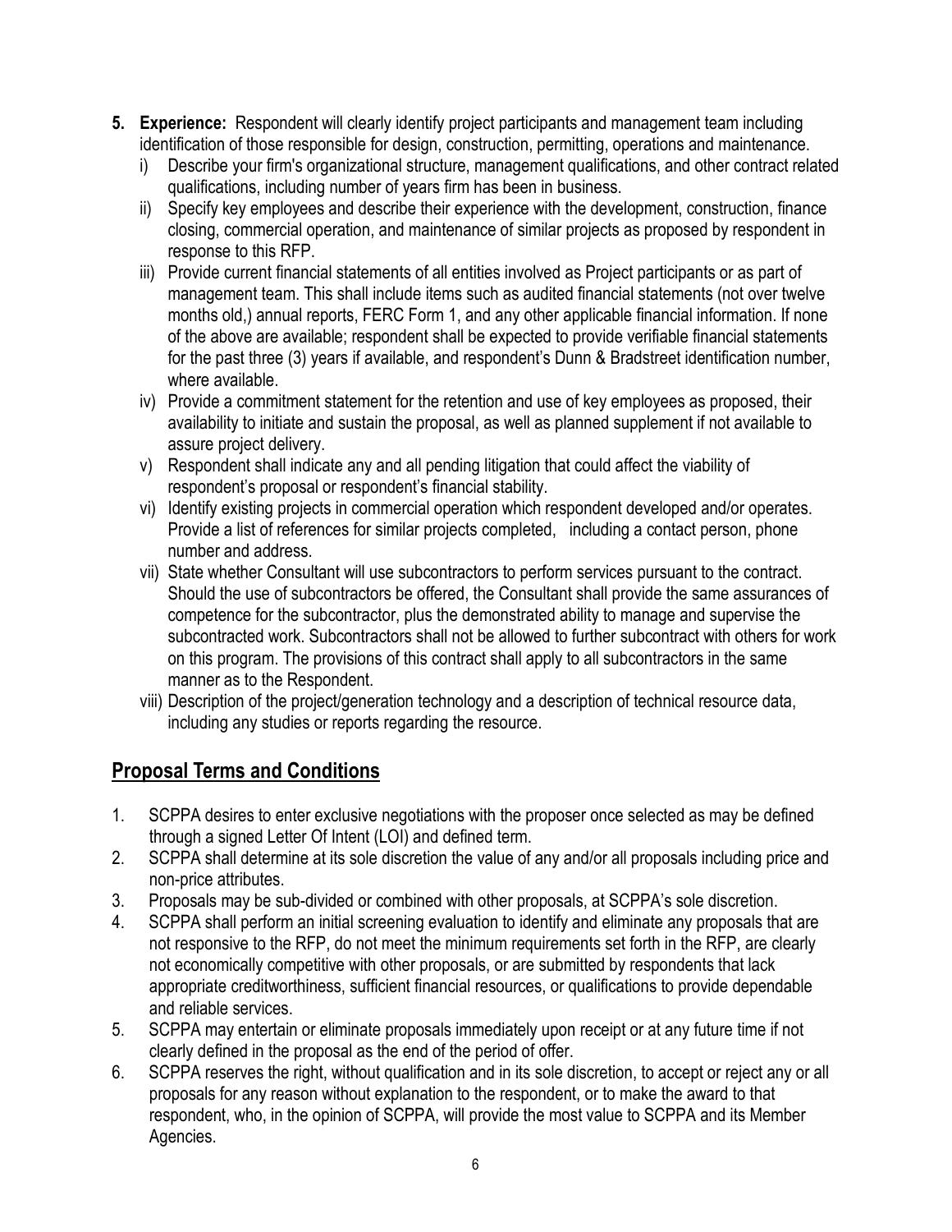5. **Experience:** Respondent will clearly identify project participants and management team including identification of those responsible for design, construction, permitting, operations and maintenance.
   i) Describe your firm's organizational structure, management qualifications, and other contract related qualifications, including number of years firm has been in business.
   ii) Specify key employees and describe their experience with the development, construction, finance closing, commercial operation, and maintenance of similar projects as proposed by respondent in response to this RFP.
   iii) Provide current financial statements of all entities involved as Project participants or as part of management team. This shall include items such as audited financial statements (not over twelve months old,) annual reports, FERC Form 1, and any other applicable financial information. If none of the above are available; respondent shall be expected to provide verifiable financial statements for the past three (3) years if available, and respondent's Dunn & Bradstreet identification number, where available.
   iv) Provide a commitment statement for the retention and use of key employees as proposed, their availability to initiate and sustain the proposal, as well as planned supplement if not available to assure project delivery.
   v) Respondent shall indicate any and all pending litigation that could affect the viability of respondent's proposal or respondent's financial stability.
   vi) Identify existing projects in commercial operation which respondent developed and/or operates. Provide a list of references for similar projects completed, including a contact person, phone number and address.
   vii) State whether Consultant will use subcontractors to perform services pursuant to the contract. Should the use of subcontractors be offered, the Consultant shall provide the same assurances of competence for the subcontractor, plus the demonstrated ability to manage and supervise the subcontracted work. Subcontractors shall not be allowed to further subcontract with others for work on this program. The provisions of this contract shall apply to all subcontractors in the same manner as to the Respondent.
   viii) Description of the project/generation technology and a description of technical resource data, including any studies or reports regarding the resource.

## Proposal Terms and Conditions

1. SCPPA desires to enter exclusive negotiations with the proposer once selected as may be defined through a signed Letter Of Intent (LOI) and defined term.
2. SCPPA shall determine at its sole discretion the value of any and/or all proposals including price and non-price attributes.
3. Proposals may be sub-divided or combined with other proposals, at SCPPA's sole discretion.
4. SCPPA shall perform an initial screening evaluation to identify and eliminate any proposals that are not responsive to the RFP, do not meet the minimum requirements set forth in the RFP, are clearly not economically competitive with other proposals, or are submitted by respondents that lack appropriate creditworthiness, sufficient financial resources, or qualifications to provide dependable and reliable services.
5. SCPPA may entertain or eliminate proposals immediately upon receipt or at any future time if not clearly defined in the proposal as the end of the period of offer.
6. SCPPA reserves the right, without qualification and in its sole discretion, to accept or reject any or all proposals for any reason without explanation to the respondent, or to make the award to that respondent, who, in the opinion of SCPPA, will provide the most value to SCPPA and its Member Agencies.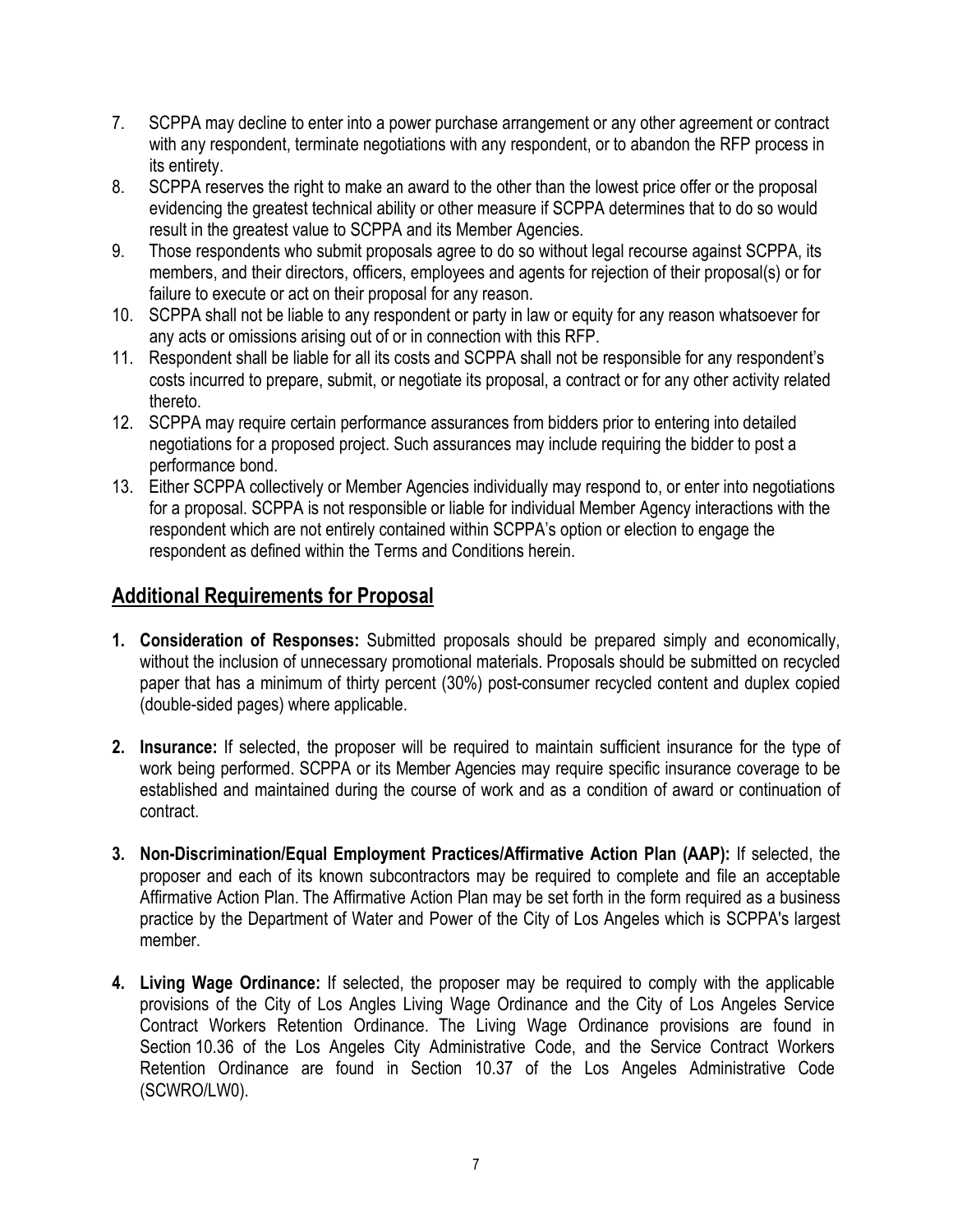7. SCPPA may decline to enter into a power purchase arrangement or any other agreement or contract with any respondent, terminate negotiations with any respondent, or to abandon the RFP process in its entirety.
8. SCPPA reserves the right to make an award to the other than the lowest price offer or the proposal evidencing the greatest technical ability or other measure if SCPPA determines that to do so would result in the greatest value to SCPPA and its Member Agencies.
9. Those respondents who submit proposals agree to do so without legal recourse against SCPPA, its members, and their directors, officers, employees and agents for rejection of their proposal(s) or for failure to execute or act on their proposal for any reason.
10. SCPPA shall not be liable to any respondent or party in law or equity for any reason whatsoever for any acts or omissions arising out of or in connection with this RFP.
11. Respondent shall be liable for all its costs and SCPPA shall not be responsible for any respondent's costs incurred to prepare, submit, or negotiate its proposal, a contract or for any other activity related thereto.
12. SCPPA may require certain performance assurances from bidders prior to entering into detailed negotiations for a proposed project. Such assurances may include requiring the bidder to post a performance bond.
13. Either SCPPA collectively or Member Agencies individually may respond to, or enter into negotiations for a proposal. SCPPA is not responsible or liable for individual Member Agency interactions with the respondent which are not entirely contained within SCPPA's option or election to engage the respondent as defined within the Terms and Conditions herein.

## Additional Requirements for Proposal

1. **Consideration of Responses:** Submitted proposals should be prepared simply and economically, without the inclusion of unnecessary promotional materials. Proposals should be submitted on recycled paper that has a minimum of thirty percent (30%) post-consumer recycled content and duplex copied (double-sided pages) where applicable.

2. **Insurance:** If selected, the proposer will be required to maintain sufficient insurance for the type of work being performed. SCPPA or its Member Agencies may require specific insurance coverage to be established and maintained during the course of work and as a condition of award or continuation of contract.

3. **Non-Discrimination/Equal Employment Practices/Affirmative Action Plan (AAP):** If selected, the proposer and each of its known subcontractors may be required to complete and file an acceptable Affirmative Action Plan. The Affirmative Action Plan may be set forth in the form required as a business practice by the Department of Water and Power of the City of Los Angeles which is SCPPA's largest member.

4. **Living Wage Ordinance:** If selected, the proposer may be required to comply with the applicable provisions of the City of Los Angles Living Wage Ordinance and the City of Los Angeles Service Contract Workers Retention Ordinance. The Living Wage Ordinance provisions are found in Section 10.36 of the Los Angeles City Administrative Code, and the Service Contract Workers Retention Ordinance are found in Section 10.37 of the Los Angeles Administrative Code (SCWRO/LW0).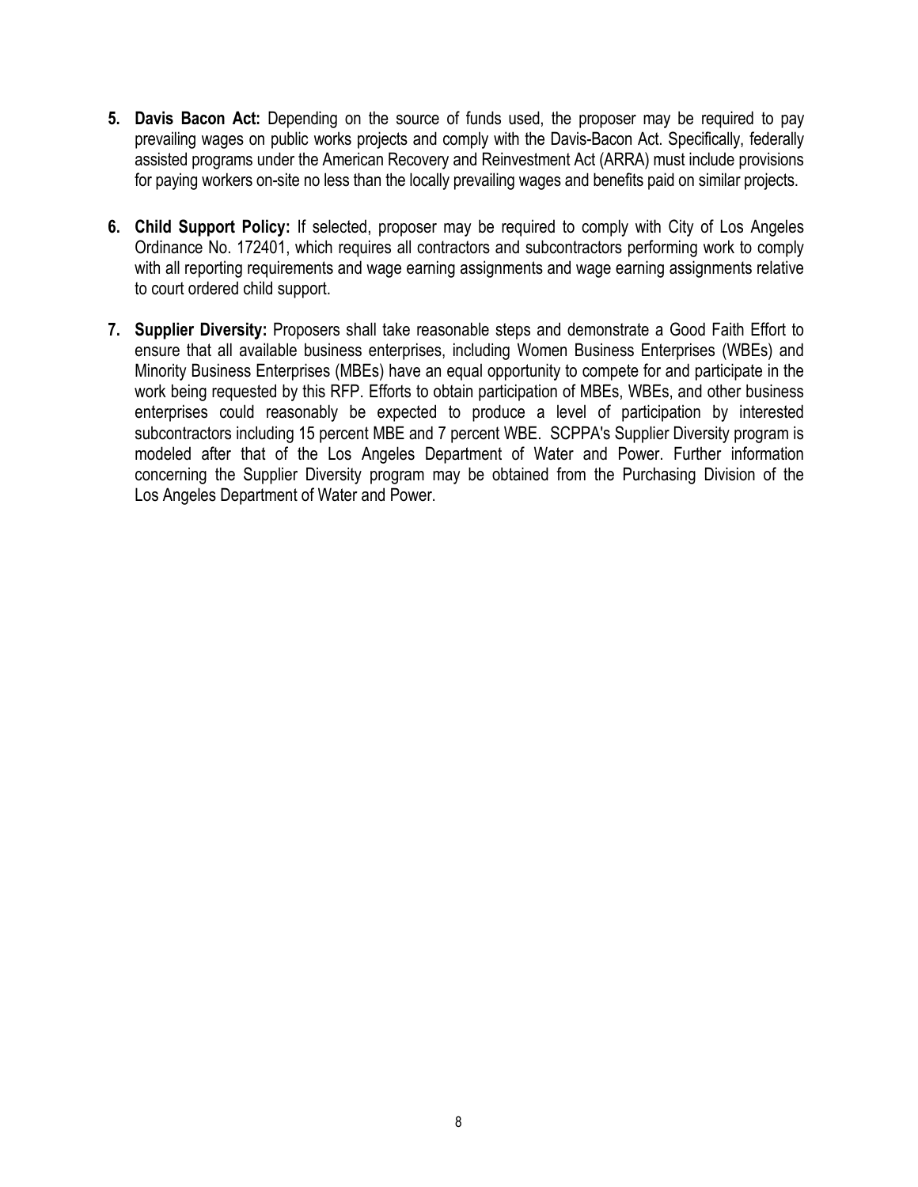5. **Davis Bacon Act:** Depending on the source of funds used, the proposer may be required to pay prevailing wages on public works projects and comply with the Davis-Bacon Act. Specifically, federally assisted programs under the American Recovery and Reinvestment Act (ARRA) must include provisions for paying workers on-site no less than the locally prevailing wages and benefits paid on similar projects.

6. **Child Support Policy:** If selected, proposer may be required to comply with City of Los Angeles Ordinance No. 172401, which requires all contractors and subcontractors performing work to comply with all reporting requirements and wage earning assignments and wage earning assignments relative to court ordered child support.

7. **Supplier Diversity:** Proposers shall take reasonable steps and demonstrate a Good Faith Effort to ensure that all available business enterprises, including Women Business Enterprises (WBEs) and Minority Business Enterprises (MBEs) have an equal opportunity to compete for and participate in the work being requested by this RFP. Efforts to obtain participation of MBEs, WBEs, and other business enterprises could reasonably be expected to produce a level of participation by interested subcontractors including 15 percent MBE and 7 percent WBE. SCPPA's Supplier Diversity program is modeled after that of the Los Angeles Department of Water and Power. Further information concerning the Supplier Diversity program may be obtained from the Purchasing Division of the Los Angeles Department of Water and Power.